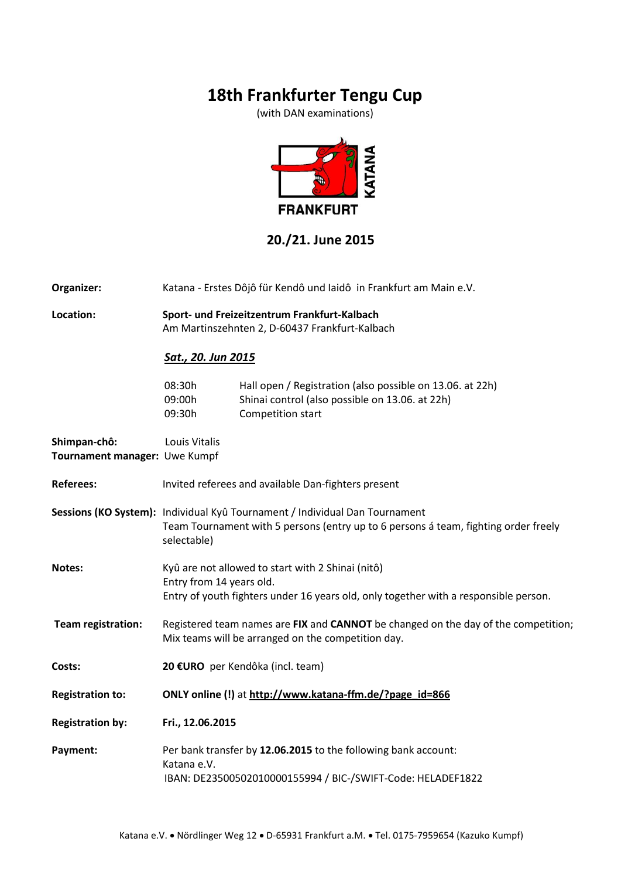# 18th Frankfurter Tengu Cup

(with DAN examinations)

## 20./21. June 2015

**Organizer:** Katana - Erstes Dôjô für Kendô und Iaidô in Frankfurt am Main e.V.

**Location:** **Sport- und Freizeitzentrum Frankfurt-Kalbach**
Am Martinszehnten 2, D-60437 Frankfurt-Kalbach

***Sat., 20. Jun 2015***

| | |
|---|---|
| 08:30h | Hall open / Registration (also possible on 13.06. at 22h) |
| 09:00h | Shinai control (also possible on 13.06. at 22h) |
| 09:30h | Competition start |

**Shimpan-chô:** Louis Vitalis
**Tournament manager:** Uwe Kumpf

**Referees:** Invited referees and available Dan-fighters present

**Sessions (KO System):** Individual Kyû Tournament / Individual Dan Tournament
Team Tournament with 5 persons (entry up to 6 persons á team, fighting order freely selectable)

**Notes:** Kyû are not allowed to start with 2 Shinai (nitô)
Entry from 14 years old.
Entry of youth fighters under 16 years old, only together with a responsible person.

**Team registration:** Registered team names are **FIX** and **CANNOT** be changed on the day of the competition; Mix teams will be arranged on the competition day.

**Costs:** **20 €URO** per Kendôka (incl. team)

**Registration to:** **ONLY online (!)** at **http://www.katana-ffm.de/?page_id=866**

**Registration by:** **Fri., 12.06.2015**

**Payment:** Per bank transfer by **12.06.2015** to the following bank account:
Katana e.V.
IBAN: DE23500502010000155994 / BIC-/SWIFT-Code: HELADEF1822

Katana e.V. • Nördlinger Weg 12 • D-65931 Frankfurt a.M. • Tel. 0175-7959654 (Kazuko Kumpf)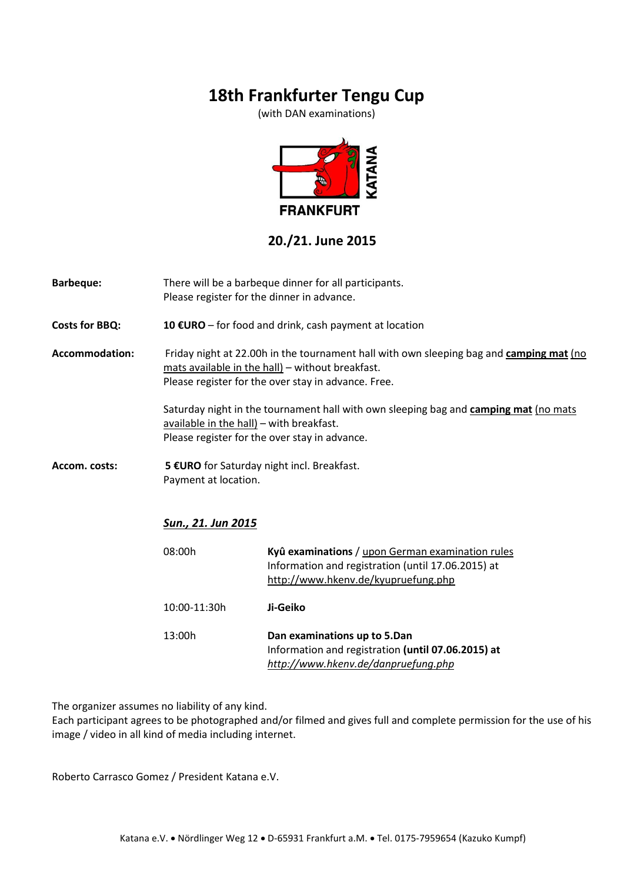# 18th Frankfurter Tengu Cup

(with DAN examinations)

KATANA
FRANKFURT

## 20./21. June 2025

**Barbeque:** There will be a barbeque dinner for all participants.
Please register for the dinner in advance.

**Costs for BBQ:** **10 €URO** – for food and drink, cash payment at location

**Accommodation:** Friday night at 22.00h in the tournament hall with own sleeping bag and **camping mat** (no mats available in the hall) – without breakfast.
Please register for the over stay in advance. Free.

Saturday night in the tournament hall with own sleeping bag and **camping mat** (no mats available in the hall) – with breakfast.
Please register for the over stay in advance.

**Accom. costs:** **5 €URO** for Saturday night incl. Breakfast.
Payment at location.

***Sun., 21. Jun 2015***

| | |
|---|---|
| 08:00h | **Kyû examinations** / upon German examination rules<br>Information and registration (until 17.06.2015) at<br>http://www.hkenv.de/kyupruefung.php |
| 10:00-11:30h | **Ji-Geiko** |
| 13:00h | **Dan examinations up to 5.Dan**<br>Information and registration **(until 07.06.2015) at**<br>*http://www.hkenv.de/danpruefung.php* |

The organizer assumes no liability of any kind.
Each participant agrees to be photographed and/or filmed and gives full and complete permission for the use of his image / video in all kind of media including internet.

Roberto Carrasco Gomez / President Katana e.V.

Katana e.V. • Nördlinger Weg 12 • D-65931 Frankfurt a.M. • Tel. 0175-7959654 (Kazuko Kumpf)

# 18th Frankfurter Tengu Cup

(with DAN examinations)

KATANA
FRANKFURT

## 20./21. June 2015

**Barbeque:** There will be a barbeque dinner for all participants.
Please register for the dinner in advance.

**Costs for BBQ:** **10 €URO** – for food and drink, cash payment at location

**Accommodation:** Friday night at 22.00h in the tournament hall with own sleeping bag and **camping mat** (no mats available in the hall) – without breakfast.
Please register for the over stay in advance. Free.

Saturday night in the tournament hall with own sleeping bag and **camping mat** (no mats available in the hall) – with breakfast.
Please register for the over stay in advance.

**Accom. costs:** **5 €URO** for Saturday night incl. Breakfast.
Payment at location.

***Sun., 21. Jun 2015***

| | |
|---|---|
| 08:00h | **Kyû examinations** / upon German examination rules<br>Information and registration (until 17.06.2015) at<br>http://www.hkenv.de/kyupruefung.php |
| 10:00-11:30h | **Ji-Geiko** |
| 13:00h | **Dan examinations up to 5.Dan**<br>Information and registration **(until 07.06.2015) at**<br>*http://www.hkenv.de/danpruefung.php* |

The organizer assumes no liability of any kind.
Each participant agrees to be photographed and/or filmed and gives full and complete permission for the use of his image / video in all kind of media including internet.

Roberto Carrasco Gomez / President Katana e.V.

Katana e.V. • Nördlinger Weg 12 • D-65931 Frankfurt a.M. • Tel. 0175-7959654 (Kazuko Kumpf)